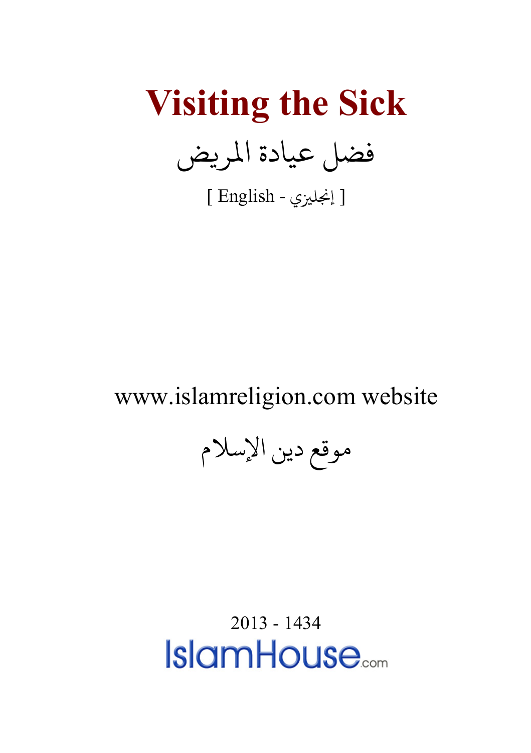# Visiting the Sick

## فضل عيادة المريض

[ English - إنجليزي ]

www.islamreligion.com website

موقع دين الإسلام

2013 - 1434

IslamHouse.com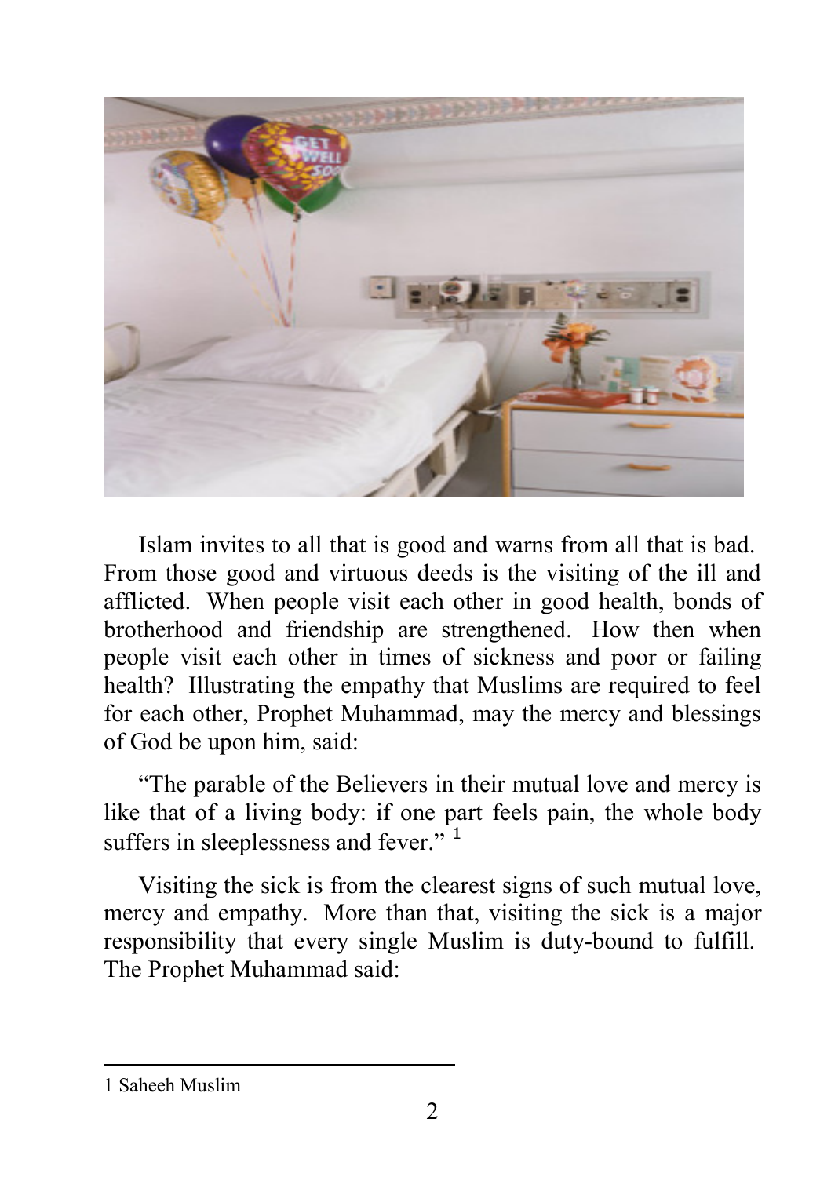Islam invites to all that is good and warns from all that is bad. From those good and virtuous deeds is the visiting of the ill and afflicted. When people visit each other in good health, bonds of brotherhood and friendship are strengthened. How then when people visit each other in times of sickness and poor or failing health? Illustrating the empathy that Muslims are required to feel for each other, Prophet Muhammad, may the mercy and blessings of God be upon him, said:

"The parable of the Believers in their mutual love and mercy is like that of a living body: if one part feels pain, the whole body suffers in sleeplessness and fever." [1]

Visiting the sick is from the clearest signs of such mutual love, mercy and empathy. More than that, visiting the sick is a major responsibility that every single Muslim is duty-bound to fulfill. The Prophet Muhammad said:

---

1 Saheeh Muslim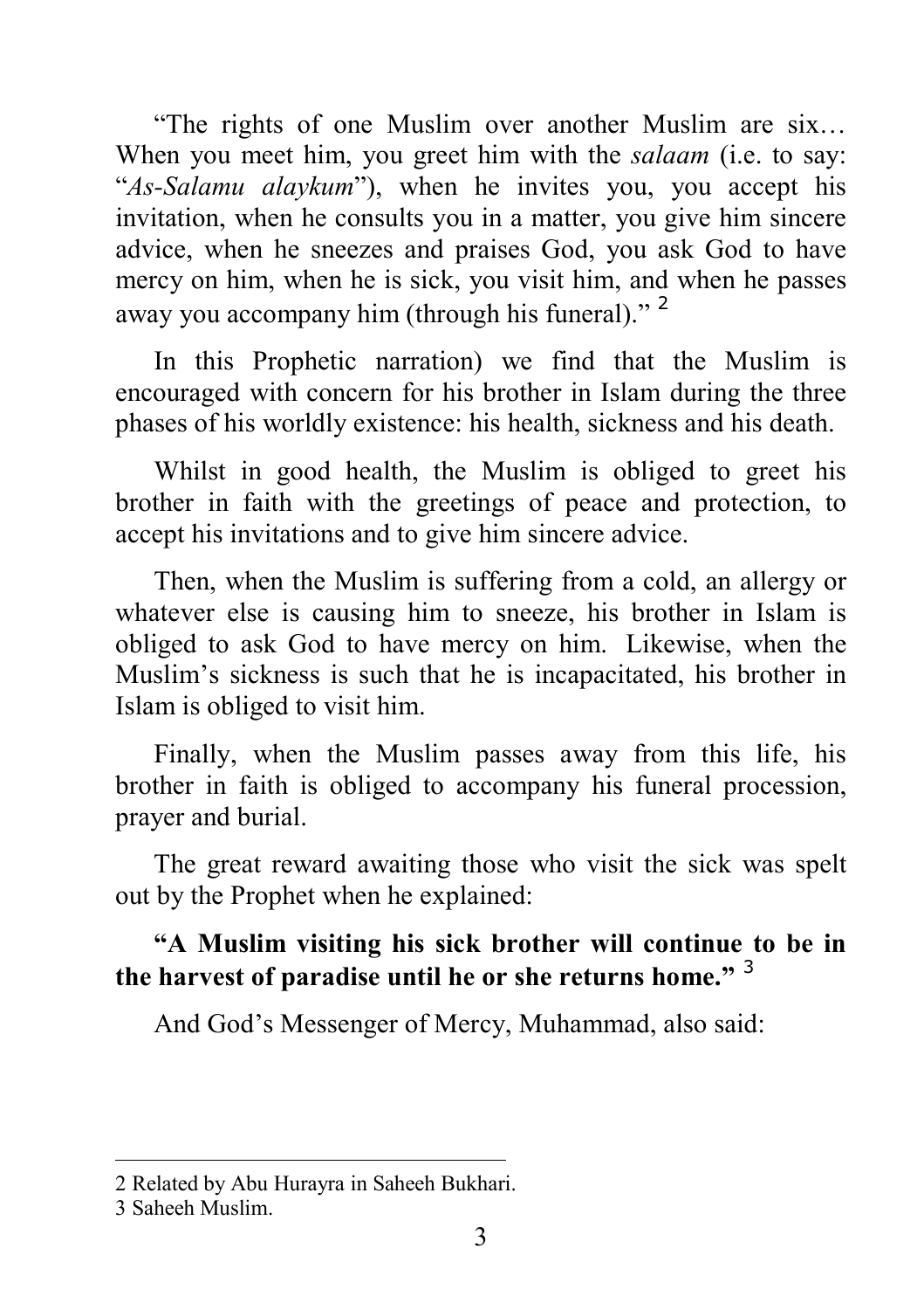"The rights of one Muslim over another Muslim are six… When you meet him, you greet him with the *salaam* (i.e. to say: "*As-Salamu alaykum*"), when he invites you, you accept his invitation, when he consults you in a matter, you give him sincere advice, when he sneezes and praises God, you ask God to have mercy on him, when he is sick, you visit him, and when he passes away you accompany him (through his funeral)." [2]

In this Prophetic narration) we find that the Muslim is encouraged with concern for his brother in Islam during the three phases of his worldly existence: his health, sickness and his death.

Whilst in good health, the Muslim is obliged to greet his brother in faith with the greetings of peace and protection, to accept his invitations and to give him sincere advice.

Then, when the Muslim is suffering from a cold, an allergy or whatever else is causing him to sneeze, his brother in Islam is obliged to ask God to have mercy on him. Likewise, when the Muslim's sickness is such that he is incapacitated, his brother in Islam is obliged to visit him.

Finally, when the Muslim passes away from this life, his brother in faith is obliged to accompany his funeral procession, prayer and burial.

The great reward awaiting those who visit the sick was spelt out by the Prophet when he explained:

**"A Muslim visiting his sick brother will continue to be in the harvest of paradise until he or she returns home."** [3]

And God's Messenger of Mercy, Muhammad, also said:

---

2 Related by Abu Hurayra in Saheeh Bukhari.

3 Saheeh Muslim.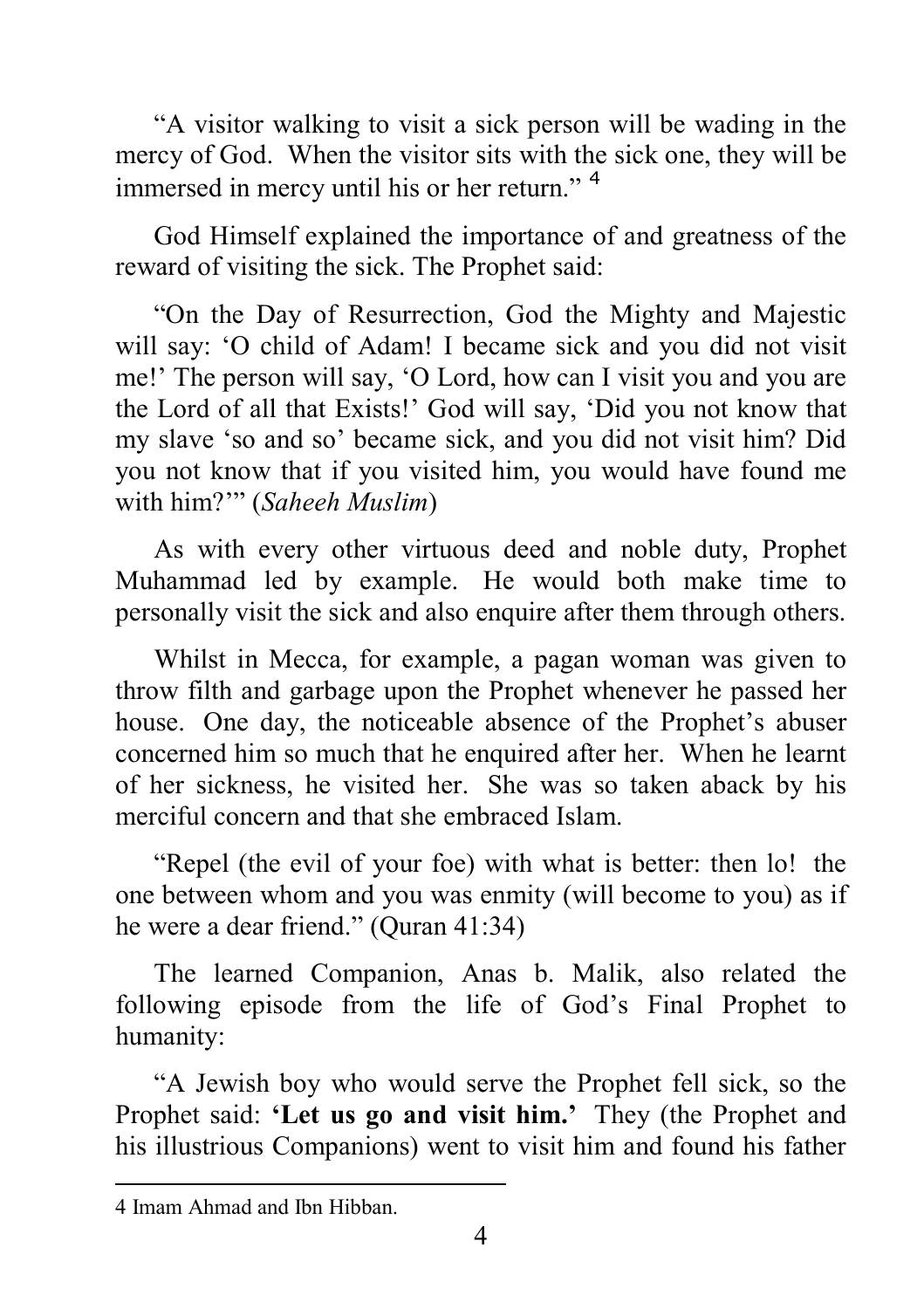"A visitor walking to visit a sick person will be wading in the mercy of God. When the visitor sits with the sick one, they will be immersed in mercy until his or her return." [4]

God Himself explained the importance of and greatness of the reward of visiting the sick. The Prophet said:

"On the Day of Resurrection, God the Mighty and Majestic will say: 'O child of Adam! I became sick and you did not visit me!' The person will say, 'O Lord, how can I visit you and you are the Lord of all that Exists!' God will say, 'Did you not know that my slave 'so and so' became sick, and you did not visit him? Did you not know that if you visited him, you would have found me with him?'" (*Saheeh Muslim*)

As with every other virtuous deed and noble duty, Prophet Muhammad led by example. He would both make time to personally visit the sick and also enquire after them through others.

Whilst in Mecca, for example, a pagan woman was given to throw filth and garbage upon the Prophet whenever he passed her house. One day, the noticeable absence of the Prophet's abuser concerned him so much that he enquired after her. When he learnt of her sickness, he visited her. She was so taken aback by his merciful concern and that she embraced Islam.

"Repel (the evil of your foe) with what is better: then lo! the one between whom and you was enmity (will become to you) as if he were a dear friend." (Quran 41:34)

The learned Companion, Anas b. Malik, also related the following episode from the life of God's Final Prophet to humanity:

"A Jewish boy who would serve the Prophet fell sick, so the Prophet said: **'Let us go and visit him.'** They (the Prophet and his illustrious Companions) went to visit him and found his father

---

4 Imam Ahmad and Ibn Hibban.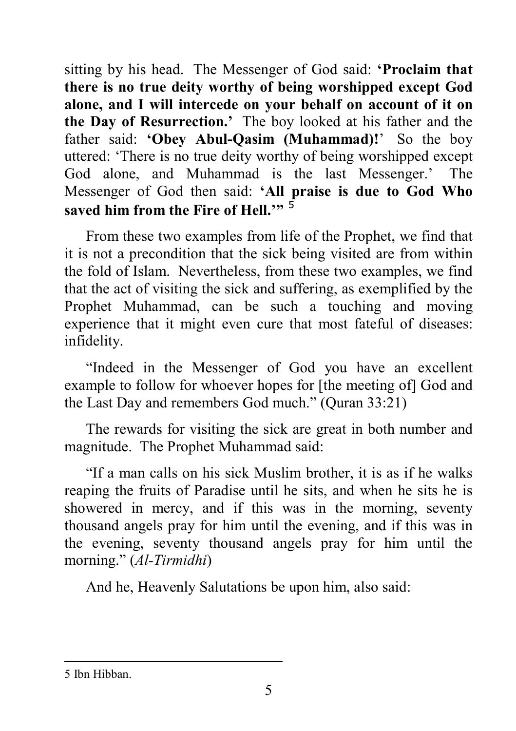sitting by his head. The Messenger of God said: **'Proclaim that there is no true deity worthy of being worshipped except God alone, and I will intercede on your behalf on account of it on the Day of Resurrection.'** The boy looked at his father and the father said: **'Obey Abul-Qasim (Muhammad)!'** So the boy uttered: 'There is no true deity worthy of being worshipped except God alone, and Muhammad is the last Messenger.' The Messenger of God then said: **'All praise is due to God Who saved him from the Fire of Hell.'"** [5]

From these two examples from life of the Prophet, we find that it is not a precondition that the sick being visited are from within the fold of Islam. Nevertheless, from these two examples, we find that the act of visiting the sick and suffering, as exemplified by the Prophet Muhammad, can be such a touching and moving experience that it might even cure that most fateful of diseases: infidelity.

"Indeed in the Messenger of God you have an excellent example to follow for whoever hopes for [the meeting of] God and the Last Day and remembers God much." (Quran 33:21)

The rewards for visiting the sick are great in both number and magnitude. The Prophet Muhammad said:

"If a man calls on his sick Muslim brother, it is as if he walks reaping the fruits of Paradise until he sits, and when he sits he is showered in mercy, and if this was in the morning, seventy thousand angels pray for him until the evening, and if this was in the evening, seventy thousand angels pray for him until the morning." (*Al-Tirmidhi*)

And he, Heavenly Salutations be upon him, also said:

---

5 Ibn Hibban.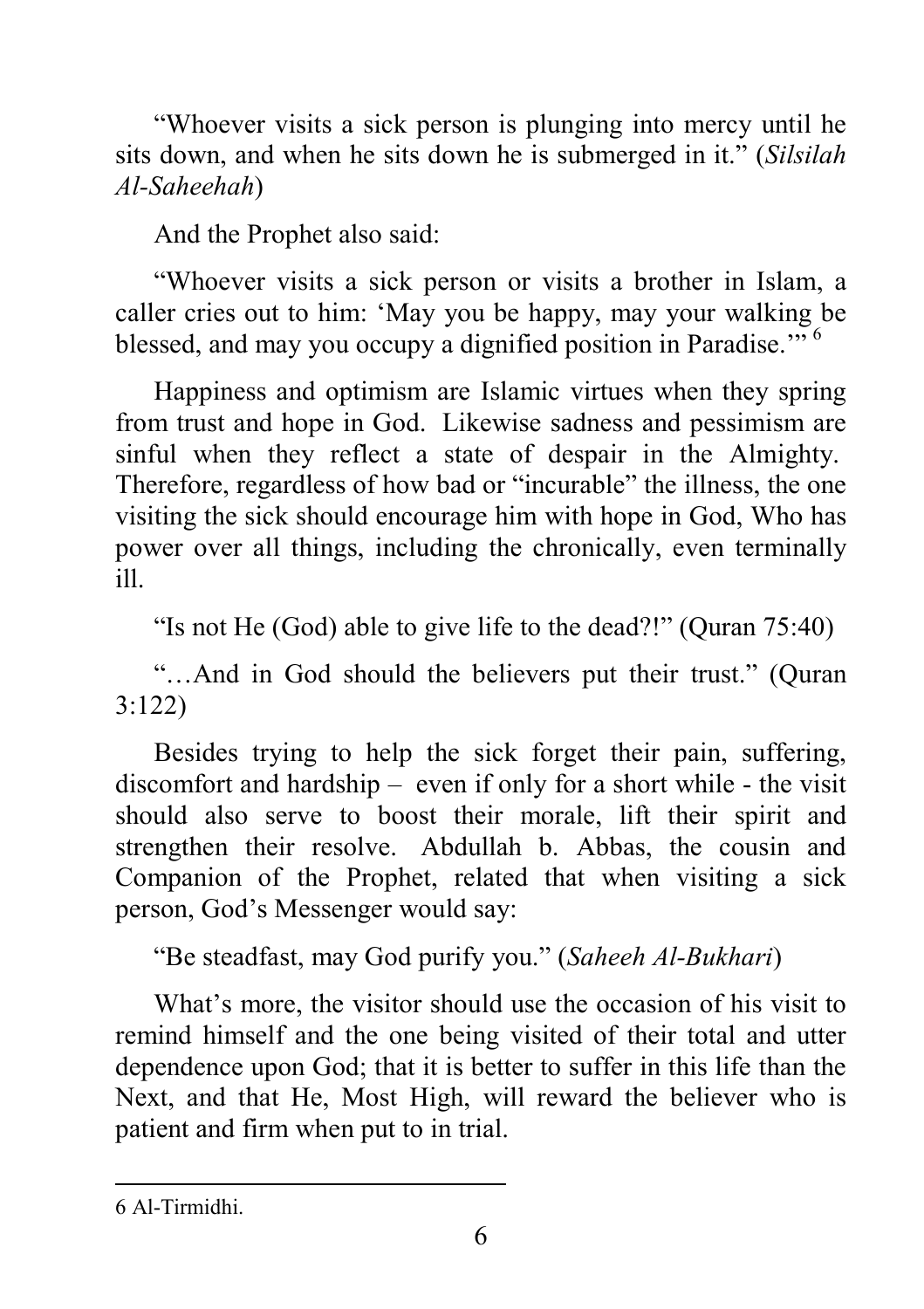"Whoever visits a sick person is plunging into mercy until he sits down, and when he sits down he is submerged in it." (*Silsilah Al-Saheehah*)

And the Prophet also said:

"Whoever visits a sick person or visits a brother in Islam, a caller cries out to him: 'May you be happy, may your walking be blessed, and may you occupy a dignified position in Paradise.'" [6]

Happiness and optimism are Islamic virtues when they spring from trust and hope in God. Likewise sadness and pessimism are sinful when they reflect a state of despair in the Almighty. Therefore, regardless of how bad or "incurable" the illness, the one visiting the sick should encourage him with hope in God, Who has power over all things, including the chronically, even terminally ill.

"Is not He (God) able to give life to the dead?!" (Quran 75:40)

"…And in God should the believers put their trust." (Quran 3:122)

Besides trying to help the sick forget their pain, suffering, discomfort and hardship – even if only for a short while - the visit should also serve to boost their morale, lift their spirit and strengthen their resolve. Abdullah b. Abbas, the cousin and Companion of the Prophet, related that when visiting a sick person, God's Messenger would say:

"Be steadfast, may God purify you." (*Saheeh Al-Bukhari*)

What's more, the visitor should use the occasion of his visit to remind himself and the one being visited of their total and utter dependence upon God; that it is better to suffer in this life than the Next, and that He, Most High, will reward the believer who is patient and firm when put to in trial.

---

6 Al-Tirmidhi.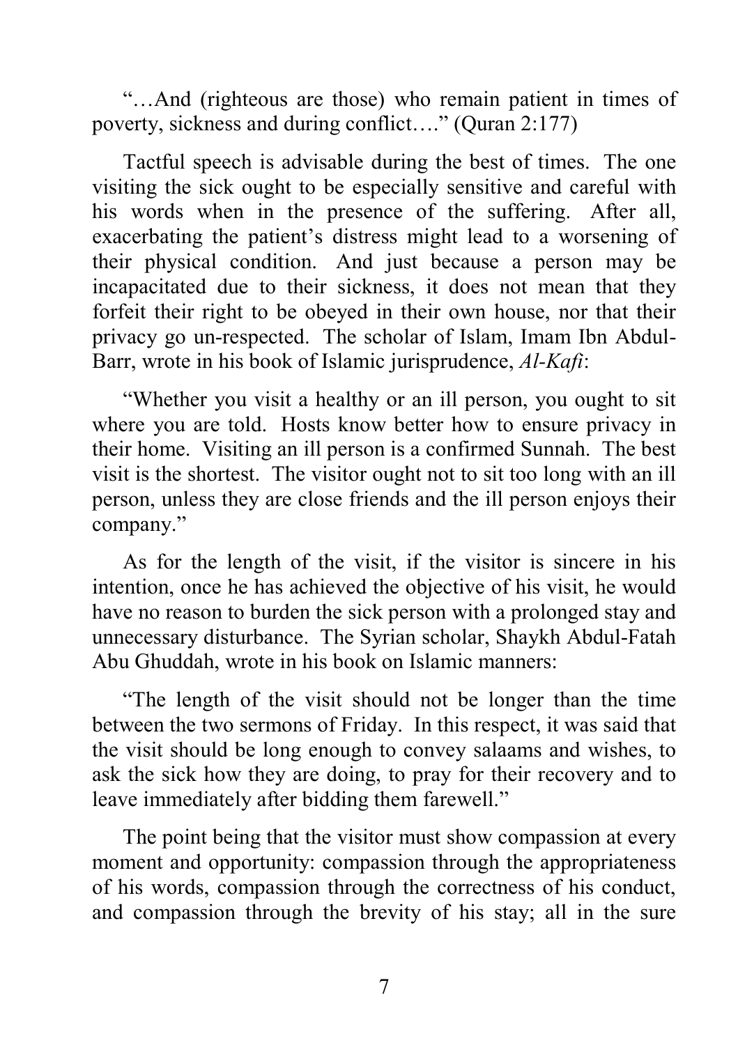"…And (righteous are those) who remain patient in times of poverty, sickness and during conflict…." (Quran 2:177)

Tactful speech is advisable during the best of times. The one visiting the sick ought to be especially sensitive and careful with his words when in the presence of the suffering. After all, exacerbating the patient's distress might lead to a worsening of their physical condition. And just because a person may be incapacitated due to their sickness, it does not mean that they forfeit their right to be obeyed in their own house, nor that their privacy go un-respected. The scholar of Islam, Imam Ibn Abdul-Barr, wrote in his book of Islamic jurisprudence, *Al-Kafi*:

"Whether you visit a healthy or an ill person, you ought to sit where you are told. Hosts know better how to ensure privacy in their home. Visiting an ill person is a confirmed Sunnah. The best visit is the shortest. The visitor ought not to sit too long with an ill person, unless they are close friends and the ill person enjoys their company."

As for the length of the visit, if the visitor is sincere in his intention, once he has achieved the objective of his visit, he would have no reason to burden the sick person with a prolonged stay and unnecessary disturbance. The Syrian scholar, Shaykh Abdul-Fatah Abu Ghuddah, wrote in his book on Islamic manners:

"The length of the visit should not be longer than the time between the two sermons of Friday. In this respect, it was said that the visit should be long enough to convey salaams and wishes, to ask the sick how they are doing, to pray for their recovery and to leave immediately after bidding them farewell."

The point being that the visitor must show compassion at every moment and opportunity: compassion through the appropriateness of his words, compassion through the correctness of his conduct, and compassion through the brevity of his stay; all in the sure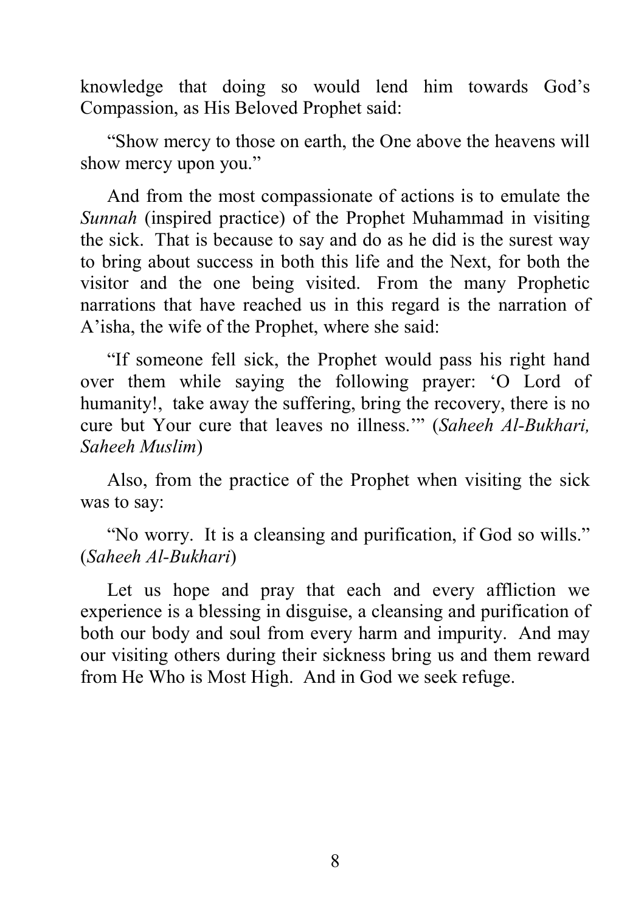knowledge that doing so would lend him towards God's Compassion, as His Beloved Prophet said:

"Show mercy to those on earth, the One above the heavens will show mercy upon you."

And from the most compassionate of actions is to emulate the *Sunnah* (inspired practice) of the Prophet Muhammad in visiting the sick. That is because to say and do as he did is the surest way to bring about success in both this life and the Next, for both the visitor and the one being visited. From the many Prophetic narrations that have reached us in this regard is the narration of A'isha, the wife of the Prophet, where she said:

"If someone fell sick, the Prophet would pass his right hand over them while saying the following prayer: 'O Lord of humanity!, take away the suffering, bring the recovery, there is no cure but Your cure that leaves no illness.'" (*Saheeh Al-Bukhari, Saheeh Muslim*)

Also, from the practice of the Prophet when visiting the sick was to say:

"No worry. It is a cleansing and purification, if God so wills." (*Saheeh Al-Bukhari*)

Let us hope and pray that each and every affliction we experience is a blessing in disguise, a cleansing and purification of both our body and soul from every harm and impurity. And may our visiting others during their sickness bring us and them reward from He Who is Most High. And in God we seek refuge.